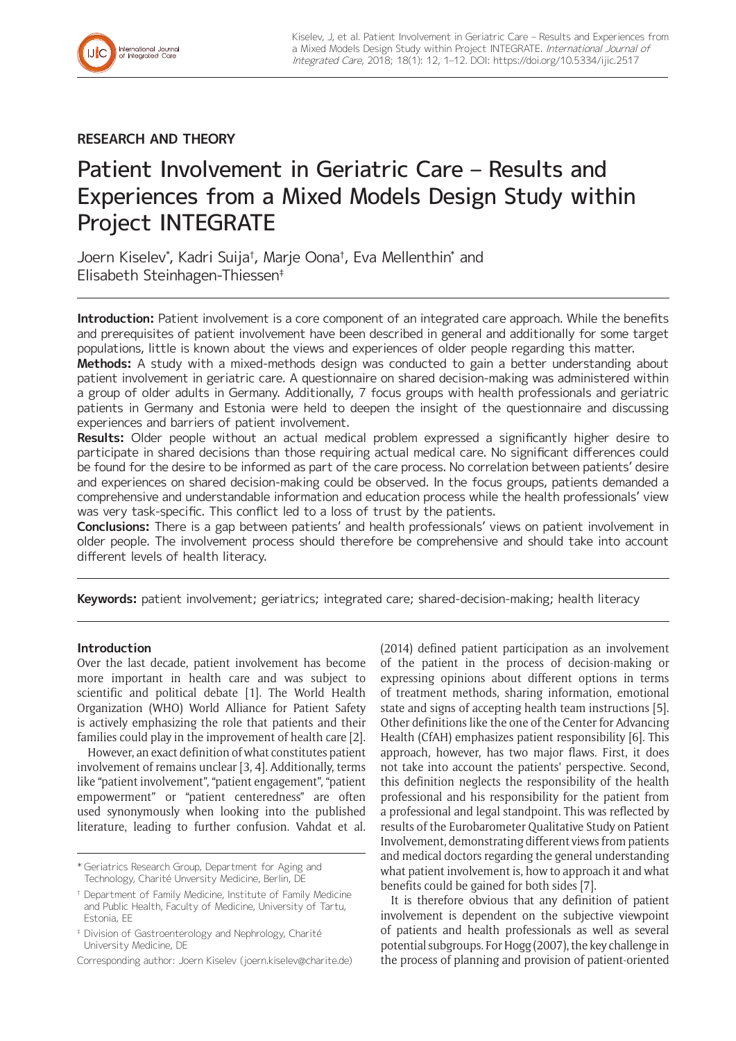## RESEARCH AND THEORY

# Patient Involvement in Geriatric Care – Results and Experiences from a Mixed Models Design Study within Project INTEGRATE

Joern Kiselev[*], Kadri Suija[†], Marje Oona[†], Eva Mellenthin[*] and Elisabeth Steinhagen-Thiessen[‡]

**Introduction:** Patient involvement is a core component of an integrated care approach. While the benefits and prerequisites of patient involvement have been described in general and additionally for some target populations, little is known about the views and experiences of older people regarding this matter.

**Methods:** A study with a mixed-methods design was conducted to gain a better understanding about patient involvement in geriatric care. A questionnaire on shared decision-making was administered within a group of older adults in Germany. Additionally, 7 focus groups with health professionals and geriatric patients in Germany and Estonia were held to deepen the insight of the questionnaire and discussing experiences and barriers of patient involvement.

**Results:** Older people without an actual medical problem expressed a significantly higher desire to participate in shared decisions than those requiring actual medical care. No significant differences could be found for the desire to be informed as part of the care process. No correlation between patients' desire and experiences on shared decision-making could be observed. In the focus groups, patients demanded a comprehensive and understandable information and education process while the health professionals' view was very task-specific. This conflict led to a loss of trust by the patients.

**Conclusions:** There is a gap between patients' and health professionals' views on patient involvement in older people. The involvement process should therefore be comprehensive and should take into account different levels of health literacy.

**Keywords:** patient involvement; geriatrics; integrated care; shared-decision-making; health literacy

### Introduction

Over the last decade, patient involvement has become more important in health care and was subject to scientific and political debate [1]. The World Health Organization (WHO) World Alliance for Patient Safety is actively emphasizing the role that patients and their families could play in the improvement of health care [2].

However, an exact definition of what constitutes patient involvement of remains unclear [3, 4]. Additionally, terms like "patient involvement", "patient engagement", "patient empowerment" or "patient centeredness" are often used synonymously when looking into the published literature, leading to further confusion. Vahdat et al. (2014) defined patient participation as an involvement of the patient in the process of decision-making or expressing opinions about different options in terms of treatment methods, sharing information, emotional state and signs of accepting health team instructions [5]. Other definitions like the one of the Center for Advancing Health (CfAH) emphasizes patient responsibility [6]. This approach, however, has two major flaws. First, it does not take into account the patients' perspective. Second, this definition neglects the responsibility of the health professional and his responsibility for the patient from a professional and legal standpoint. This was reflected by results of the Eurobarometer Qualitative Study on Patient Involvement, demonstrating different views from patients and medical doctors regarding the general understanding what patient involvement is, how to approach it and what benefits could be gained for both sides [7].

It is therefore obvious that any definition of patient involvement is dependent on the subjective viewpoint of patients and health professionals as well as several potential subgroups. For Hogg (2007), the key challenge in the process of planning and provision of patient-oriented

[*] Geriatrics Research Group, Department for Aging and Technology, Charité Unversity Medicine, Berlin, DE

[†] Department of Family Medicine, Institute of Family Medicine and Public Health, Faculty of Medicine, University of Tartu, Estonia, EE

[‡] Division of Gastroenterology and Nephrology, Charité University Medicine, DE

Corresponding author: Joern Kiselev (joern.kiselev@charite.de)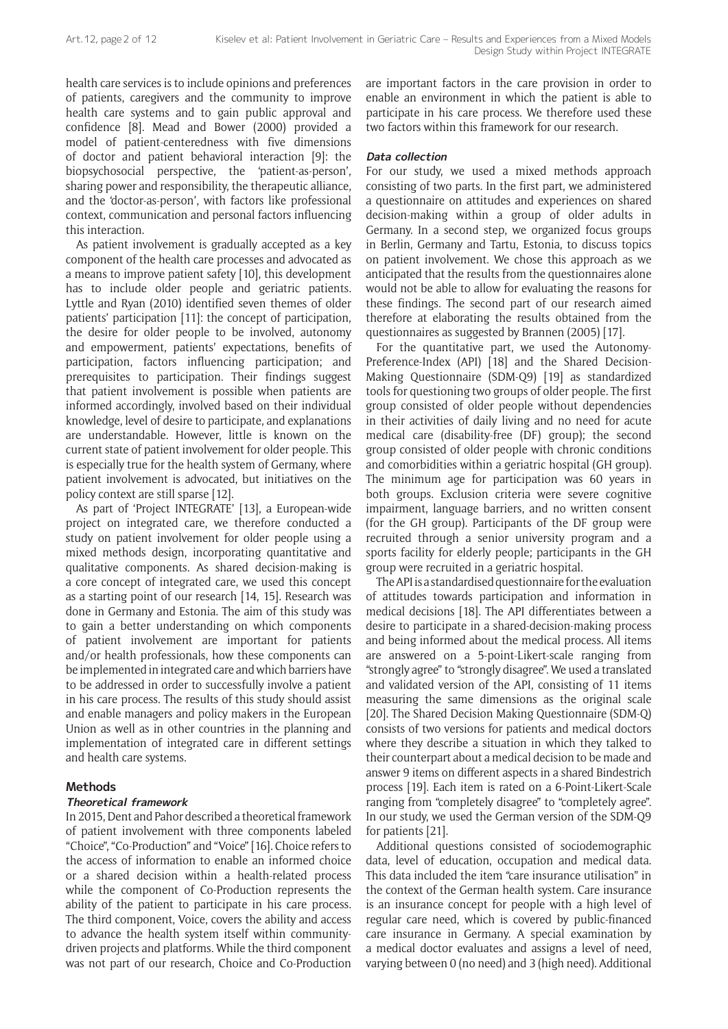health care services is to include opinions and preferences of patients, caregivers and the community to improve health care systems and to gain public approval and confidence [8]. Mead and Bower (2000) provided a model of patient-centeredness with five dimensions of doctor and patient behavioral interaction [9]: the biopsychosocial perspective, the 'patient-as-person', sharing power and responsibility, the therapeutic alliance, and the 'doctor-as-person', with factors like professional context, communication and personal factors influencing this interaction.

As patient involvement is gradually accepted as a key component of the health care processes and advocated as a means to improve patient safety [10], this development has to include older people and geriatric patients. Lyttle and Ryan (2010) identified seven themes of older patients' participation [11]: the concept of participation, the desire for older people to be involved, autonomy and empowerment, patients' expectations, benefits of participation, factors influencing participation; and prerequisites to participation. Their findings suggest that patient involvement is possible when patients are informed accordingly, involved based on their individual knowledge, level of desire to participate, and explanations are understandable. However, little is known on the current state of patient involvement for older people. This is especially true for the health system of Germany, where patient involvement is advocated, but initiatives on the policy context are still sparse [12].

As part of 'Project INTEGRATE' [13], a European-wide project on integrated care, we therefore conducted a study on patient involvement for older people using a mixed methods design, incorporating quantitative and qualitative components. As shared decision-making is a core concept of integrated care, we used this concept as a starting point of our research [14, 15]. Research was done in Germany and Estonia. The aim of this study was to gain a better understanding on which components of patient involvement are important for patients and/or health professionals, how these components can be implemented in integrated care and which barriers have to be addressed in order to successfully involve a patient in his care process. The results of this study should assist and enable managers and policy makers in the European Union as well as in other countries in the planning and implementation of integrated care in different settings and health care systems.

## Methods

### *Theoretical framework*

In 2015, Dent and Pahor described a theoretical framework of patient involvement with three components labeled "Choice", "Co-Production" and "Voice" [16]. Choice refers to the access of information to enable an informed choice or a shared decision within a health-related process while the component of Co-Production represents the ability of the patient to participate in his care process. The third component, Voice, covers the ability and access to advance the health system itself within community-driven projects and platforms. While the third component was not part of our research, Choice and Co-Production are important factors in the care provision in order to enable an environment in which the patient is able to participate in his care process. We therefore used these two factors within this framework for our research.

### *Data collection*

For our study, we used a mixed methods approach consisting of two parts. In the first part, we administered a questionnaire on attitudes and experiences on shared decision-making within a group of older adults in Germany. In a second step, we organized focus groups in Berlin, Germany and Tartu, Estonia, to discuss topics on patient involvement. We chose this approach as we anticipated that the results from the questionnaires alone would not be able to allow for evaluating the reasons for these findings. The second part of our research aimed therefore at elaborating the results obtained from the questionnaires as suggested by Brannen (2005) [17].

For the quantitative part, we used the Autonomy-Preference-Index (API) [18] and the Shared Decision-Making Questionnaire (SDM-Q9) [19] as standardized tools for questioning two groups of older people. The first group consisted of older people without dependencies in their activities of daily living and no need for acute medical care (disability-free (DF) group); the second group consisted of older people with chronic conditions and comorbidities within a geriatric hospital (GH group). The minimum age for participation was 60 years in both groups. Exclusion criteria were severe cognitive impairment, language barriers, and no written consent (for the GH group). Participants of the DF group were recruited through a senior university program and a sports facility for elderly people; participants in the GH group were recruited in a geriatric hospital.

The API is a standardised questionnaire for the evaluation of attitudes towards participation and information in medical decisions [18]. The API differentiates between a desire to participate in a shared-decision-making process and being informed about the medical process. All items are answered on a 5-point-Likert-scale ranging from "strongly agree" to "strongly disagree". We used a translated and validated version of the API, consisting of 11 items measuring the same dimensions as the original scale [20]. The Shared Decision Making Questionnaire (SDM-Q) consists of two versions for patients and medical doctors where they describe a situation in which they talked to their counterpart about a medical decision to be made and answer 9 items on different aspects in a shared Bindestrich process [19]. Each item is rated on a 6-Point-Likert-Scale ranging from "completely disagree" to "completely agree". In our study, we used the German version of the SDM-Q9 for patients [21].

Additional questions consisted of sociodemographic data, level of education, occupation and medical data. This data included the item "care insurance utilisation" in the context of the German health system. Care insurance is an insurance concept for people with a high level of regular care need, which is covered by public-financed care insurance in Germany. A special examination by a medical doctor evaluates and assigns a level of need, varying between 0 (no need) and 3 (high need). Additional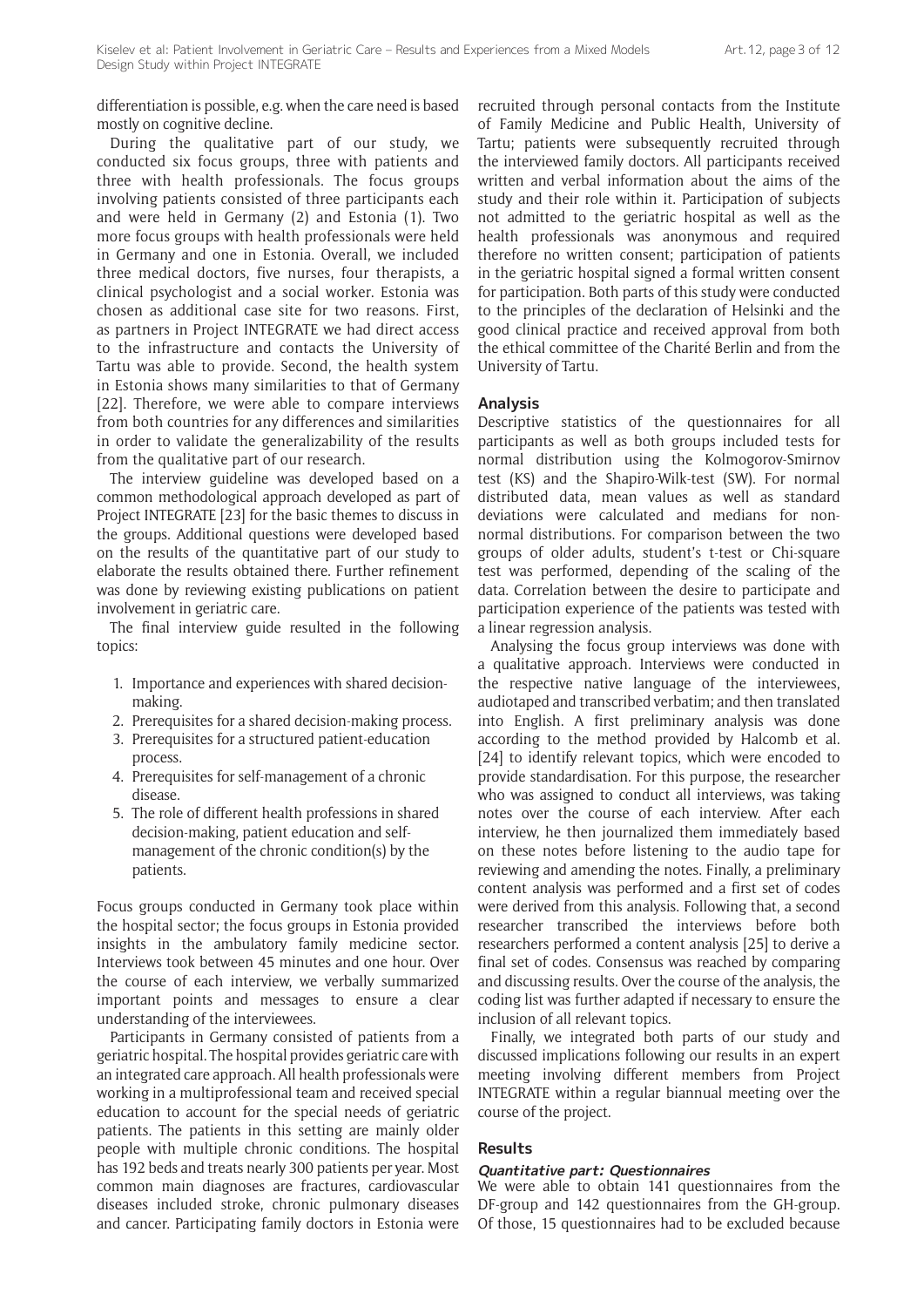differentiation is possible, e.g. when the care need is based mostly on cognitive decline.

During the qualitative part of our study, we conducted six focus groups, three with patients and three with health professionals. The focus groups involving patients consisted of three participants each and were held in Germany (2) and Estonia (1). Two more focus groups with health professionals were held in Germany and one in Estonia. Overall, we included three medical doctors, five nurses, four therapists, a clinical psychologist and a social worker. Estonia was chosen as additional case site for two reasons. First, as partners in Project INTEGRATE we had direct access to the infrastructure and contacts the University of Tartu was able to provide. Second, the health system in Estonia shows many similarities to that of Germany [22]. Therefore, we were able to compare interviews from both countries for any differences and similarities in order to validate the generalizability of the results from the qualitative part of our research.

The interview guideline was developed based on a common methodological approach developed as part of Project INTEGRATE [23] for the basic themes to discuss in the groups. Additional questions were developed based on the results of the quantitative part of our study to elaborate the results obtained there. Further refinement was done by reviewing existing publications on patient involvement in geriatric care.

The final interview guide resulted in the following topics:

1. Importance and experiences with shared decision-making.
2. Prerequisites for a shared decision-making process.
3. Prerequisites for a structured patient-education process.
4. Prerequisites for self-management of a chronic disease.
5. The role of different health professions in shared decision-making, patient education and self-management of the chronic condition(s) by the patients.

Focus groups conducted in Germany took place within the hospital sector; the focus groups in Estonia provided insights in the ambulatory family medicine sector. Interviews took between 45 minutes and one hour. Over the course of each interview, we verbally summarized important points and messages to ensure a clear understanding of the interviewees.

Participants in Germany consisted of patients from a geriatric hospital. The hospital provides geriatric care with an integrated care approach. All health professionals were working in a multiprofessional team and received special education to account for the special needs of geriatric patients. The patients in this setting are mainly older people with multiple chronic conditions. The hospital has 192 beds and treats nearly 300 patients per year. Most common main diagnoses are fractures, cardiovascular diseases included stroke, chronic pulmonary diseases and cancer. Participating family doctors in Estonia were recruited through personal contacts from the Institute of Family Medicine and Public Health, University of Tartu; patients were subsequently recruited through the interviewed family doctors. All participants received written and verbal information about the aims of the study and their role within it. Participation of subjects not admitted to the geriatric hospital as well as the health professionals was anonymous and required therefore no written consent; participation of patients in the geriatric hospital signed a formal written consent for participation. Both parts of this study were conducted to the principles of the declaration of Helsinki and the good clinical practice and received approval from both the ethical committee of the Charité Berlin and from the University of Tartu.

## Analysis

Descriptive statistics of the questionnaires for all participants as well as both groups included tests for normal distribution using the Kolmogorov-Smirnov test (KS) and the Shapiro-Wilk-test (SW). For normal distributed data, mean values as well as standard deviations were calculated and medians for non-normal distributions. For comparison between the two groups of older adults, student's t-test or Chi-square test was performed, depending of the scaling of the data. Correlation between the desire to participate and participation experience of the patients was tested with a linear regression analysis.

Analysing the focus group interviews was done with a qualitative approach. Interviews were conducted in the respective native language of the interviewees, audiotaped and transcribed verbatim; and then translated into English. A first preliminary analysis was done according to the method provided by Halcomb et al. [24] to identify relevant topics, which were encoded to provide standardisation. For this purpose, the researcher who was assigned to conduct all interviews, was taking notes over the course of each interview. After each interview, he then journalized them immediately based on these notes before listening to the audio tape for reviewing and amending the notes. Finally, a preliminary content analysis was performed and a first set of codes were derived from this analysis. Following that, a second researcher transcribed the interviews before both researchers performed a content analysis [25] to derive a final set of codes. Consensus was reached by comparing and discussing results. Over the course of the analysis, the coding list was further adapted if necessary to ensure the inclusion of all relevant topics.

Finally, we integrated both parts of our study and discussed implications following our results in an expert meeting involving different members from Project INTEGRATE within a regular biannual meeting over the course of the project.

## Results

### *Quantitative part: Questionnaires*

We were able to obtain 141 questionnaires from the DF-group and 142 questionnaires from the GH-group. Of those, 15 questionnaires had to be excluded because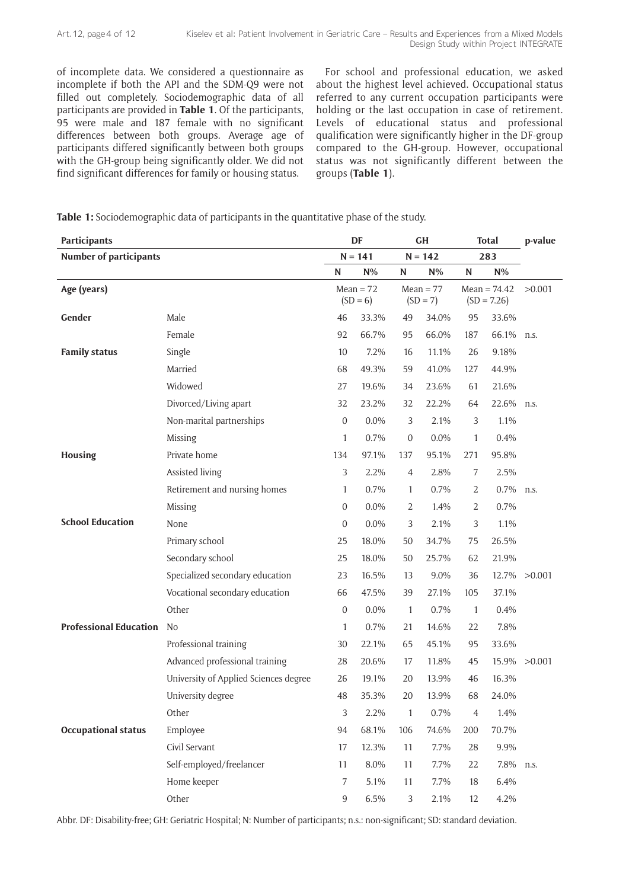of incomplete data. We considered a questionnaire as incomplete if both the API and the SDM-Q9 were not filled out completely. Sociodemographic data of all participants are provided in **Table 1**. Of the participants, 95 were male and 187 female with no significant differences between both groups. Average age of participants differed significantly between both groups with the GH-group being significantly older. We did not find significant differences for family or housing status.

For school and professional education, we asked about the highest level achieved. Occupational status referred to any current occupation participants were holding or the last occupation in case of retirement. Levels of educational status and professional qualification were significantly higher in the DF-group compared to the GH-group. However, occupational status was not significantly different between the groups (**Table 1**).

**Table 1:** Sociodemographic data of participants in the quantitative phase of the study.

| Participants | | DF | | GH | | Total | | p-value |
|---|---|---|---|---|---|---|---|---|
| **Number of participants** | | N = 141 | | N = 142 | | 283 | | |
| | | N | N% | N | N% | N | N% | |
| **Age (years)** | | Mean = 72 (SD = 6) | | Mean = 77 (SD = 7) | | Mean = 74.42 (SD = 7.26) | | >0.001 |
| **Gender** | Male | 46 | 33.3% | 49 | 34.0% | 95 | 33.6% | |
| | Female | 92 | 66.7% | 95 | 66.0% | 187 | 66.1% | n.s. |
| **Family status** | Single | 10 | 7.2% | 16 | 11.1% | 26 | 9.18% | |
| | Married | 68 | 49.3% | 59 | 41.0% | 127 | 44.9% | |
| | Widowed | 27 | 19.6% | 34 | 23.6% | 61 | 21.6% | |
| | Divorced/Living apart | 32 | 23.2% | 32 | 22.2% | 64 | 22.6% | n.s. |
| | Non-marital partnerships | 0 | 0.0% | 3 | 2.1% | 3 | 1.1% | |
| | Missing | 1 | 0.7% | 0 | 0.0% | 1 | 0.4% | |
| **Housing** | Private home | 134 | 97.1% | 137 | 95.1% | 271 | 95.8% | |
| | Assisted living | 3 | 2.2% | 4 | 2.8% | 7 | 2.5% | |
| | Retirement and nursing homes | 1 | 0.7% | 1 | 0.7% | 2 | 0.7% | n.s. |
| | Missing | 0 | 0.0% | 2 | 1.4% | 2 | 0.7% | |
| **School Education** | None | 0 | 0.0% | 3 | 2.1% | 3 | 1.1% | |
| | Primary school | 25 | 18.0% | 50 | 34.7% | 75 | 26.5% | |
| | Secondary school | 25 | 18.0% | 50 | 25.7% | 62 | 21.9% | |
| | Specialized secondary education | 23 | 16.5% | 13 | 9.0% | 36 | 12.7% | >0.001 |
| | Vocational secondary education | 66 | 47.5% | 39 | 27.1% | 105 | 37.1% | |
| | Other | 0 | 0.0% | 1 | 0.7% | 1 | 0.4% | |
| **Professional Education** | No | 1 | 0.7% | 21 | 14.6% | 22 | 7.8% | |
| | Professional training | 30 | 22.1% | 65 | 45.1% | 95 | 33.6% | |
| | Advanced professional training | 28 | 20.6% | 17 | 11.8% | 45 | 15.9% | >0.001 |
| | University of Applied Sciences degree | 26 | 19.1% | 20 | 13.9% | 46 | 16.3% | |
| | University degree | 48 | 35.3% | 20 | 13.9% | 68 | 24.0% | |
| | Other | 3 | 2.2% | 1 | 0.7% | 4 | 1.4% | |
| **Occupational status** | Employee | 94 | 68.1% | 106 | 74.6% | 200 | 70.7% | |
| | Civil Servant | 17 | 12.3% | 11 | 7.7% | 28 | 9.9% | |
| | Self-employed/freelancer | 11 | 8.0% | 11 | 7.7% | 22 | 7.8% | n.s. |
| | Home keeper | 7 | 5.1% | 11 | 7.7% | 18 | 6.4% | |
| | Other | 9 | 6.5% | 3 | 2.1% | 12 | 4.2% | |

Abbr. DF: Disability-free; GH: Geriatric Hospital; N: Number of participants; n.s.: non-significant; SD: standard deviation.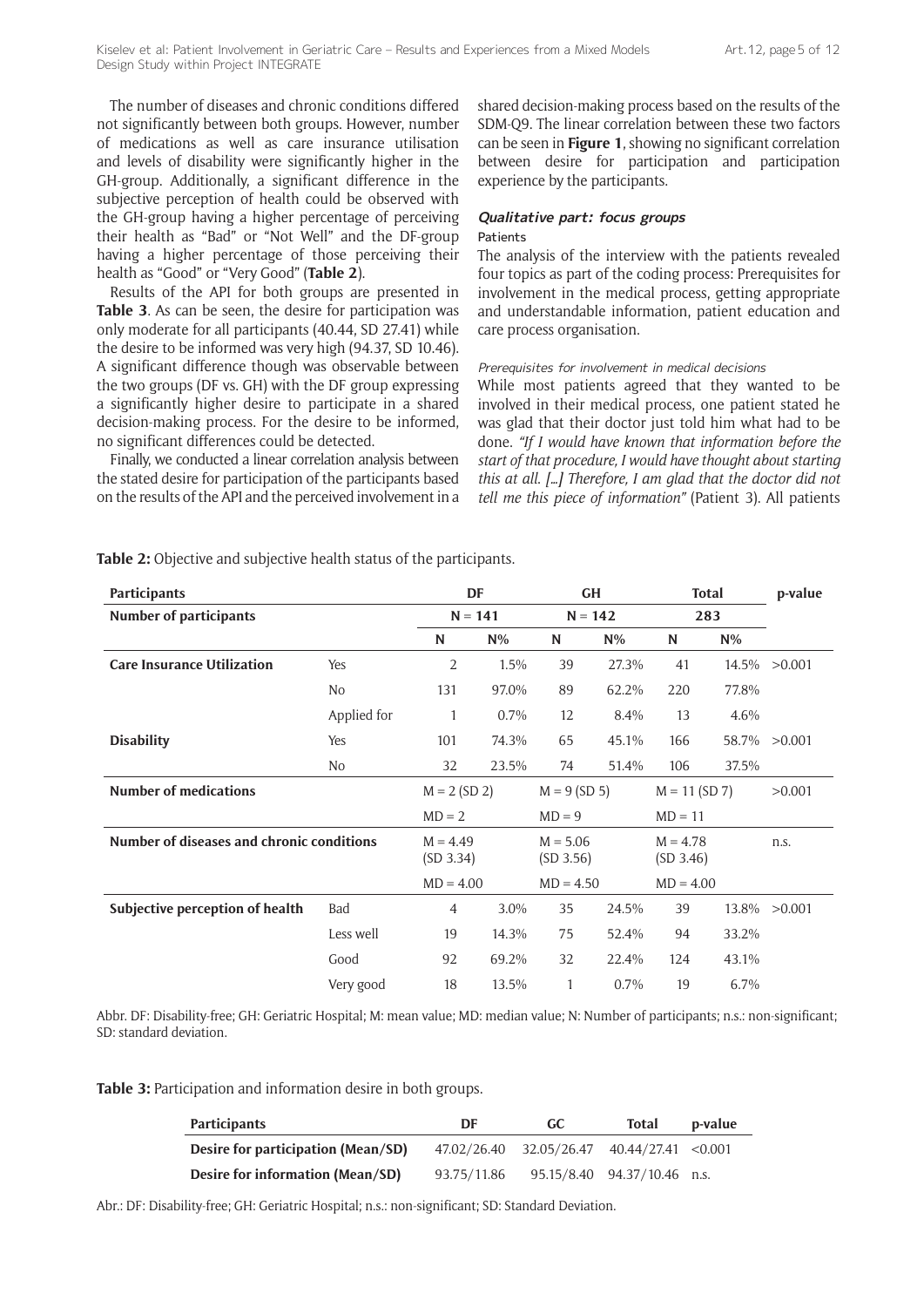The number of diseases and chronic conditions differed not significantly between both groups. However, number of medications as well as care insurance utilisation and levels of disability were significantly higher in the GH-group. Additionally, a significant difference in the subjective perception of health could be observed with the GH-group having a higher percentage of perceiving their health as "Bad" or "Not Well" and the DF-group having a higher percentage of those perceiving their health as "Good" or "Very Good" (**Table 2**).

Results of the API for both groups are presented in **Table 3**. As can be seen, the desire for participation was only moderate for all participants (40.44, SD 27.41) while the desire to be informed was very high (94.37, SD 10.46). A significant difference though was observable between the two groups (DF vs. GH) with the DF group expressing a significantly higher desire to participate in a shared decision-making process. For the desire to be informed, no significant differences could be detected.

Finally, we conducted a linear correlation analysis between the stated desire for participation of the participants based on the results of the API and the perceived involvement in a shared decision-making process based on the results of the SDM-Q9. The linear correlation between these two factors can be seen in **Figure 1**, showing no significant correlation between desire for participation and participation experience by the participants.

### *Qualitative part: focus groups*

#### Patients

The analysis of the interview with the patients revealed four topics as part of the coding process: Prerequisites for involvement in the medical process, getting appropriate and understandable information, patient education and care process organisation.

##### *Prerequisites for involvement in medical decisions*

While most patients agreed that they wanted to be involved in their medical process, one patient stated he was glad that their doctor just told him what had to be done. *"If I would have known that information before the start of that procedure, I would have thought about starting this at all. […] Therefore, I am glad that the doctor did not tell me this piece of information"* (Patient 3). All patients

**Table 2:** Objective and subjective health status of the participants.

| Participants | | DF | | GH | | Total | | p-value |
|---|---|---|---|---|---|---|---|---|
| **Number of participants** | | N = 141 | | N = 142 | | 283 | | |
| | | N | N% | N | N% | N | N% | |
| **Care Insurance Utilization** | Yes | 2 | 1.5% | 39 | 27.3% | 41 | 14.5% | >0.001 |
| | No | 131 | 97.0% | 89 | 62.2% | 220 | 77.8% | |
| | Applied for | 1 | 0.7% | 12 | 8.4% | 13 | 4.6% | |
| **Disability** | Yes | 101 | 74.3% | 65 | 45.1% | 166 | 58.7% | >0.001 |
| | No | 32 | 23.5% | 74 | 51.4% | 106 | 37.5% | |
| **Number of medications** | | M = 2 (SD 2) | | M = 9 (SD 5) | | M = 11 (SD 7) | | >0.001 |
| | | MD = 2 | | MD = 9 | | MD = 11 | | |
| **Number of diseases and chronic conditions** | | M = 4.49 (SD 3.34) | | M = 5.06 (SD 3.56) | | M = 4.78 (SD 3.46) | | n.s. |
| | | MD = 4.00 | | MD = 4.50 | | MD = 4.00 | | |
| **Subjective perception of health** | Bad | 4 | 3.0% | 35 | 24.5% | 39 | 13.8% | >0.001 |
| | Less well | 19 | 14.3% | 75 | 52.4% | 94 | 33.2% | |
| | Good | 92 | 69.2% | 32 | 22.4% | 124 | 43.1% | |
| | Very good | 18 | 13.5% | 1 | 0.7% | 19 | 6.7% | |

Abbr. DF: Disability-free; GH: Geriatric Hospital; M: mean value; MD: median value; N: Number of participants; n.s.: non-significant; SD: standard deviation.

**Table 3:** Participation and information desire in both groups.

| Participants | DF | GC | Total | p-value |
|---|---|---|---|---|
| **Desire for participation (Mean/SD)** | 47.02/26.40 | 32.05/26.47 | 40.44/27.41 | <0.001 |
| **Desire for information (Mean/SD)** | 93.75/11.86 | 95.15/8.40 | 94.37/10.46 | n.s. |

Abr.: DF: Disability-free; GH: Geriatric Hospital; n.s.: non-significant; SD: Standard Deviation.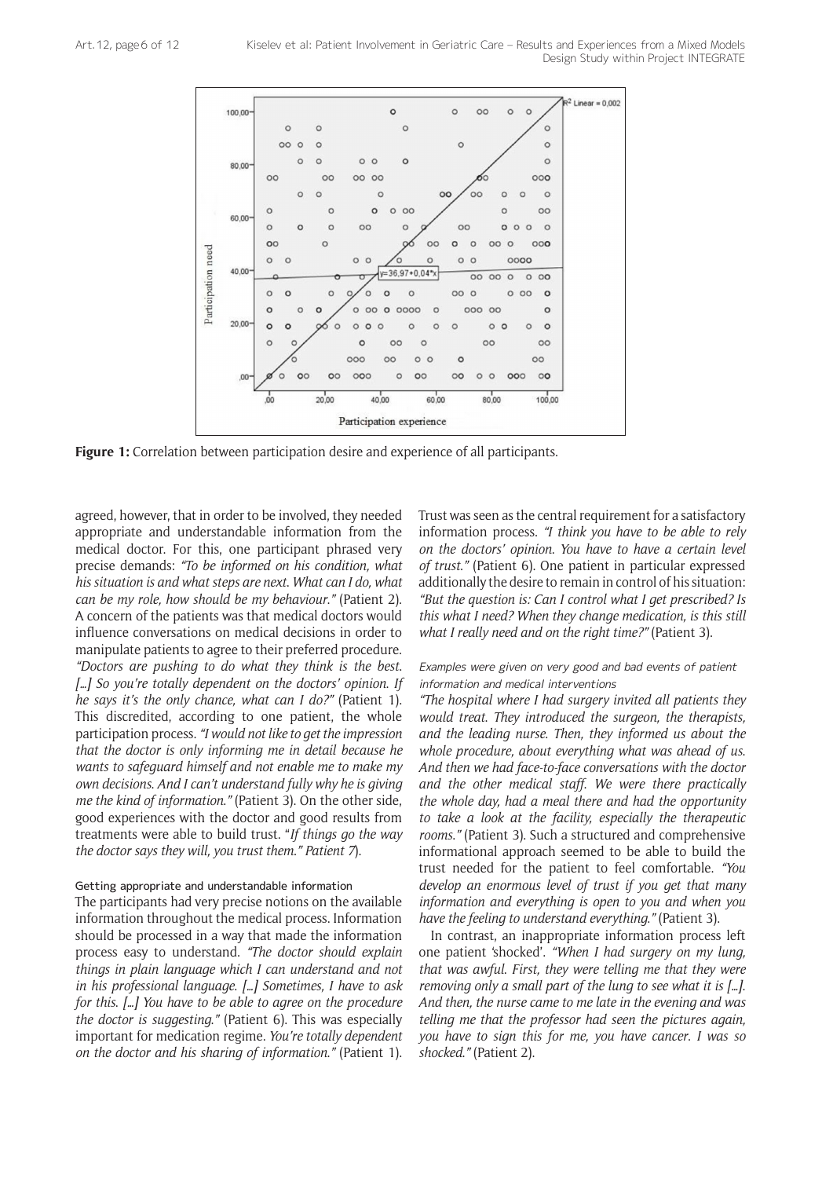**Figure 1:** Correlation between participation desire and experience of all participants.

agreed, however, that in order to be involved, they needed appropriate and understandable information from the medical doctor. For this, one participant phrased very precise demands: *"To be informed on his condition, what his situation is and what steps are next. What can I do, what can be my role, how should be my behaviour."* (Patient 2). A concern of the patients was that medical doctors would influence conversations on medical decisions in order to manipulate patients to agree to their preferred procedure. *"Doctors are pushing to do what they think is the best. […] So you're totally dependent on the doctors' opinion. If he says it's the only chance, what can I do?"* (Patient 1). This discredited, according to one patient, the whole participation process. *"I would not like to get the impression that the doctor is only informing me in detail because he wants to safeguard himself and not enable me to make my own decisions. And I can't understand fully why he is giving me the kind of information."* (Patient 3). On the other side, good experiences with the doctor and good results from treatments were able to build trust. "*If things go the way the doctor says they will, you trust them." Patient 7*).

### Getting appropriate and understandable information

The participants had very precise notions on the available information throughout the medical process. Information should be processed in a way that made the information process easy to understand. *"The doctor should explain things in plain language which I can understand and not in his professional language. […] Sometimes, I have to ask for this. […] You have to be able to agree on the procedure the doctor is suggesting."* (Patient 6). This was especially important for medication regime. *You're totally dependent on the doctor and his sharing of information."* (Patient 1). Trust was seen as the central requirement for a satisfactory information process. *"I think you have to be able to rely on the doctors' opinion. You have to have a certain level of trust."* (Patient 6). One patient in particular expressed additionally the desire to remain in control of his situation: *"But the question is: Can I control what I get prescribed? Is this what I need? When they change medication, is this still what I really need and on the right time?"* (Patient 3).

#### *Examples were given on very good and bad events of patient information and medical interventions*

*"The hospital where I had surgery invited all patients they would treat. They introduced the surgeon, the therapists, and the leading nurse. Then, they informed us about the whole procedure, about everything what was ahead of us. And then we had face-to-face conversations with the doctor and the other medical staff. We were there practically the whole day, had a meal there and had the opportunity to take a look at the facility, especially the therapeutic rooms."* (Patient 3). Such a structured and comprehensive informational approach seemed to be able to build the trust needed for the patient to feel comfortable. *"You develop an enormous level of trust if you get that many information and everything is open to you and when you have the feeling to understand everything."* (Patient 3).

In contrast, an inappropriate information process left one patient 'shocked'. *"When I had surgery on my lung, that was awful. First, they were telling me that they were removing only a small part of the lung to see what it is […]. And then, the nurse came to me late in the evening and was telling me that the professor had seen the pictures again, you have to sign this for me, you have cancer. I was so shocked."* (Patient 2).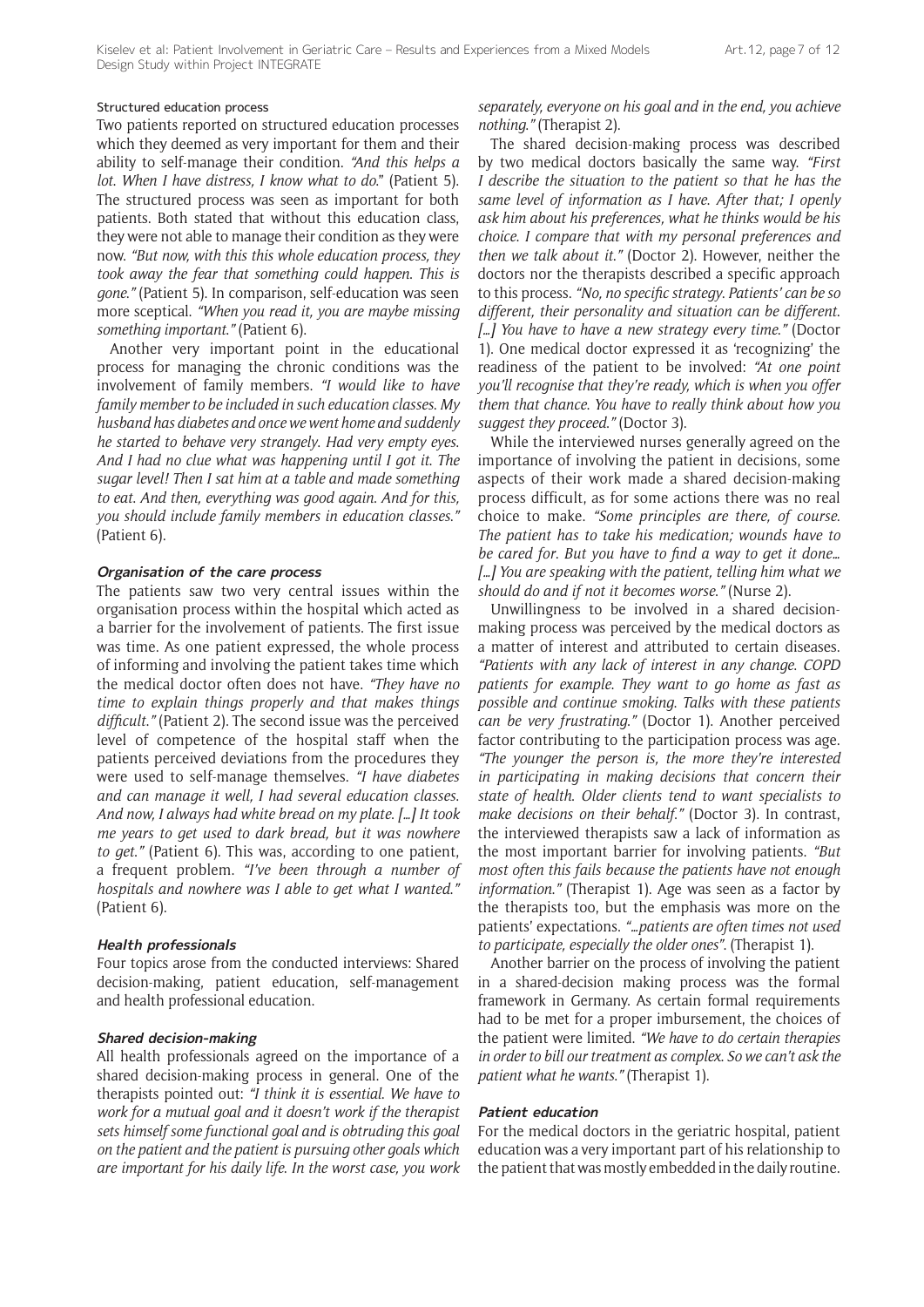#### Structured education process

Two patients reported on structured education processes which they deemed as very important for them and their ability to self-manage their condition. *"And this helps a lot. When I have distress, I know what to do*." (Patient 5). The structured process was seen as important for both patients. Both stated that without this education class, they were not able to manage their condition as they were now. *"But now, with this this whole education process, they took away the fear that something could happen. This is gone."* (Patient 5). In comparison, self-education was seen more sceptical. *"When you read it, you are maybe missing something important."* (Patient 6).

Another very important point in the educational process for managing the chronic conditions was the involvement of family members. *"I would like to have family member to be included in such education classes. My husband has diabetes and once we went home and suddenly he started to behave very strangely. Had very empty eyes. And I had no clue what was happening until I got it. The sugar level! Then I sat him at a table and made something to eat. And then, everything was good again. And for this, you should include family members in education classes."* (Patient 6).

#### *Organisation of the care process*

The patients saw two very central issues within the organisation process within the hospital which acted as a barrier for the involvement of patients. The first issue was time. As one patient expressed, the whole process of informing and involving the patient takes time which the medical doctor often does not have. *"They have no time to explain things properly and that makes things difficult."* (Patient 2). The second issue was the perceived level of competence of the hospital staff when the patients perceived deviations from the procedures they were used to self-manage themselves. *"I have diabetes and can manage it well, I had several education classes. And now, I always had white bread on my plate. […] It took me years to get used to dark bread, but it was nowhere to get."* (Patient 6). This was, according to one patient, a frequent problem. *"I've been through a number of hospitals and nowhere was I able to get what I wanted."* (Patient 6).

#### *Health professionals*

Four topics arose from the conducted interviews: Shared decision-making, patient education, self-management and health professional education.

#### *Shared decision-making*

All health professionals agreed on the importance of a shared decision-making process in general. One of the therapists pointed out: *"I think it is essential. We have to work for a mutual goal and it doesn't work if the therapist sets himself some functional goal and is obtruding this goal on the patient and the patient is pursuing other goals which are important for his daily life. In the worst case, you work separately, everyone on his goal and in the end, you achieve nothing."* (Therapist 2).

The shared decision-making process was described by two medical doctors basically the same way. *"First I describe the situation to the patient so that he has the same level of information as I have. After that; I openly ask him about his preferences, what he thinks would be his choice. I compare that with my personal preferences and then we talk about it."* (Doctor 2). However, neither the doctors nor the therapists described a specific approach to this process. *"No, no specific strategy. Patients' can be so different, their personality and situation can be different. […] You have to have a new strategy every time."* (Doctor 1). One medical doctor expressed it as 'recognizing' the readiness of the patient to be involved: *"At one point you'll recognise that they're ready, which is when you offer them that chance. You have to really think about how you suggest they proceed."* (Doctor 3).

While the interviewed nurses generally agreed on the importance of involving the patient in decisions, some aspects of their work made a shared decision-making process difficult, as for some actions there was no real choice to make. *"Some principles are there, of course. The patient has to take his medication; wounds have to be cared for. But you have to find a way to get it done… […] You are speaking with the patient, telling him what we should do and if not it becomes worse."* (Nurse 2).

Unwillingness to be involved in a shared decision-making process was perceived by the medical doctors as a matter of interest and attributed to certain diseases. *"Patients with any lack of interest in any change. COPD patients for example. They want to go home as fast as possible and continue smoking. Talks with these patients can be very frustrating."* (Doctor 1). Another perceived factor contributing to the participation process was age. *"The younger the person is, the more they're interested in participating in making decisions that concern their state of health. Older clients tend to want specialists to make decisions on their behalf."* (Doctor 3). In contrast, the interviewed therapists saw a lack of information as the most important barrier for involving patients. *"But most often this fails because the patients have not enough information."* (Therapist 1). Age was seen as a factor by the therapists too, but the emphasis was more on the patients' expectations. *"…patients are often times not used to participate, especially the older ones"*. (Therapist 1).

Another barrier on the process of involving the patient in a shared-decision making process was the formal framework in Germany. As certain formal requirements had to be met for a proper imbursement, the choices of the patient were limited. *"We have to do certain therapies in order to bill our treatment as complex. So we can't ask the patient what he wants."* (Therapist 1).

#### *Patient education*

For the medical doctors in the geriatric hospital, patient education was a very important part of his relationship to the patient that was mostly embedded in the daily routine.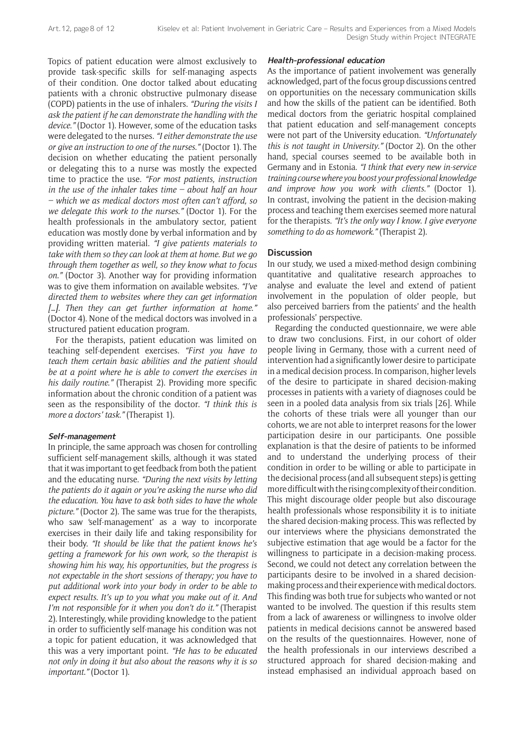Topics of patient education were almost exclusively to provide task-specific skills for self-managing aspects of their condition. One doctor talked about educating patients with a chronic obstructive pulmonary disease (COPD) patients in the use of inhalers. *"During the visits I ask the patient if he can demonstrate the handling with the device."* (Doctor 1). However, some of the education tasks were delegated to the nurses. *"I either demonstrate the use or give an instruction to one of the nurses."* (Doctor 1). The decision on whether educating the patient personally or delegating this to a nurse was mostly the expected time to practice the use. *"For most patients, instruction in the use of the inhaler takes time – about half an hour – which we as medical doctors most often can't afford, so we delegate this work to the nurses."* (Doctor 1). For the health professionals in the ambulatory sector, patient education was mostly done by verbal information and by providing written material. *"I give patients materials to take with them so they can look at them at home. But we go through them together as well, so they know what to focus on."* (Doctor 3). Another way for providing information was to give them information on available websites. *"I've directed them to websites where they can get information […]. Then they can get further information at home."* (Doctor 4). None of the medical doctors was involved in a structured patient education program.

For the therapists, patient education was limited on teaching self-dependent exercises. *"First you have to teach them certain basic abilities and the patient should be at a point where he is able to convert the exercises in his daily routine."* (Therapist 2). Providing more specific information about the chronic condition of a patient was seen as the responsibility of the doctor. *"I think this is more a doctors' task."* (Therapist 1).

#### Self-management

In principle, the same approach was chosen for controlling sufficient self-management skills, although it was stated that it was important to get feedback from both the patient and the educating nurse. *"During the next visits by letting the patients do it again or you're asking the nurse who did the education. You have to ask both sides to have the whole picture."* (Doctor 2). The same was true for the therapists, who saw 'self-management' as a way to incorporate exercises in their daily life and taking responsibility for their body. *"It should be like that the patient knows he's getting a framework for his own work, so the therapist is showing him his way, his opportunities, but the progress is not expectable in the short sessions of therapy; you have to put additional work into your body in order to be able to expect results. It's up to you what you make out of it. And I'm not responsible for it when you don't do it."* (Therapist 2). Interestingly, while providing knowledge to the patient in order to sufficiently self-manage his condition was not a topic for patient education, it was acknowledged that this was a very important point. *"He has to be educated not only in doing it but also about the reasons why it is so important."* (Doctor 1).

#### Health-professional education

As the importance of patient involvement was generally acknowledged, part of the focus group discussions centred on opportunities on the necessary communication skills and how the skills of the patient can be identified. Both medical doctors from the geriatric hospital complained that patient education and self-management concepts were not part of the University education. *"Unfortunately this is not taught in University."* (Doctor 2). On the other hand, special courses seemed to be available both in Germany and in Estonia. *"I think that every new in-service training course where you boost your professional knowledge and improve how you work with clients."* (Doctor 1). In contrast, involving the patient in the decision-making process and teaching them exercises seemed more natural for the therapists. *"It's the only way I know. I give everyone something to do as homework."* (Therapist 2).

## Discussion

In our study, we used a mixed-method design combining quantitative and qualitative research approaches to analyse and evaluate the level and extend of patient involvement in the population of older people, but also perceived barriers from the patients' and the health professionals' perspective.

Regarding the conducted questionnaire, we were able to draw two conclusions. First, in our cohort of older people living in Germany, those with a current need of intervention had a significantly lower desire to participate in a medical decision process. In comparison, higher levels of the desire to participate in shared decision-making processes in patients with a variety of diagnoses could be seen in a pooled data analysis from six trials [26]. While the cohorts of these trials were all younger than our cohorts, we are not able to interpret reasons for the lower participation desire in our participants. One possible explanation is that the desire of patients to be informed and to understand the underlying process of their condition in order to be willing or able to participate in the decisional process (and all subsequent steps) is getting more difficult with the rising complexity of their condition. This might discourage older people but also discourage health professionals whose responsibility it is to initiate the shared decision-making process. This was reflected by our interviews where the physicians demonstrated the subjective estimation that age would be a factor for the willingness to participate in a decision-making process. Second, we could not detect any correlation between the participants desire to be involved in a shared decision-making process and their experience with medical doctors. This finding was both true for subjects who wanted or not wanted to be involved. The question if this results stem from a lack of awareness or willingness to involve older patients in medical decisions cannot be answered based on the results of the questionnaires. However, none of the health professionals in our interviews described a structured approach for shared decision-making and instead emphasised an individual approach based on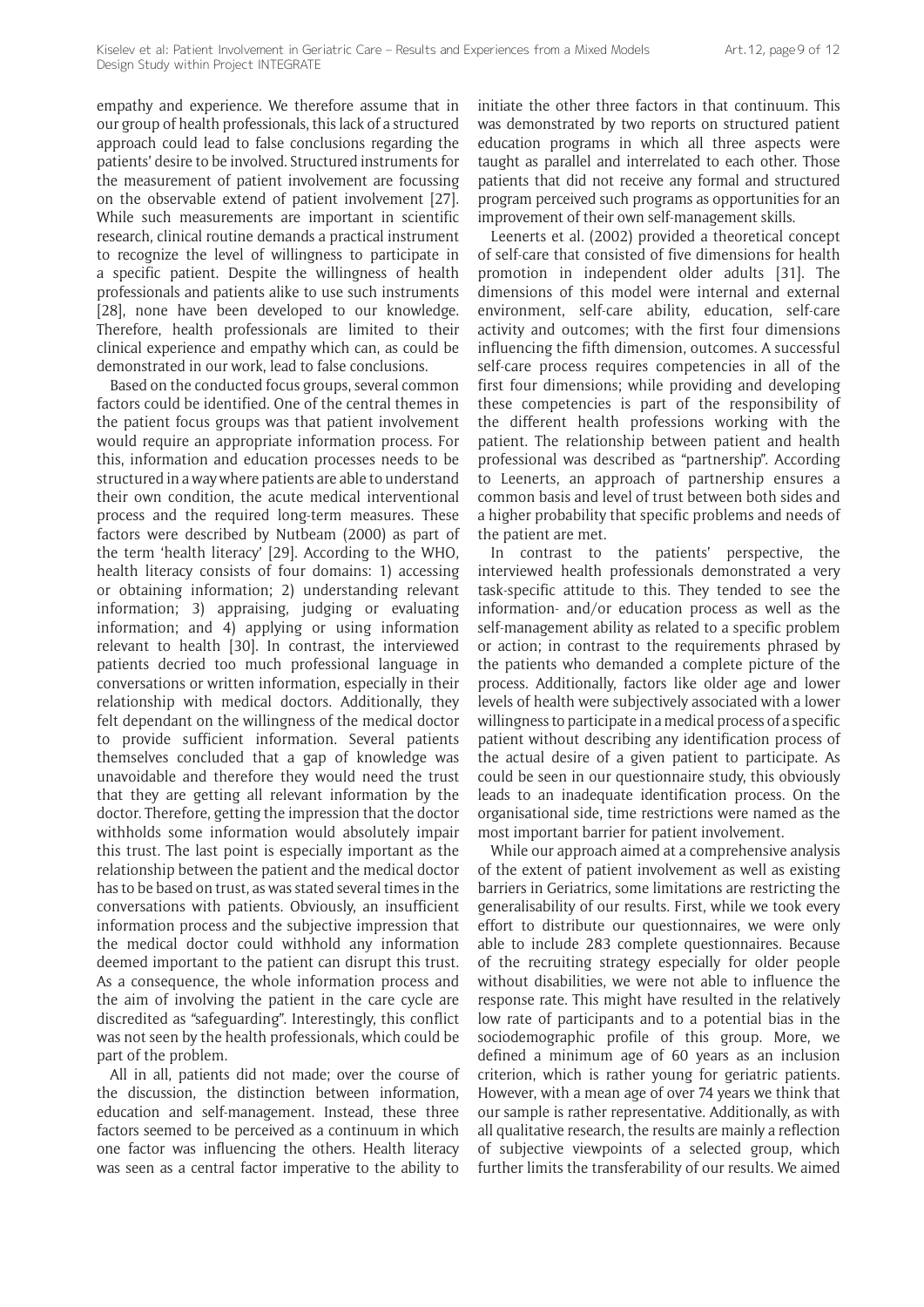empathy and experience. We therefore assume that in our group of health professionals, this lack of a structured approach could lead to false conclusions regarding the patients' desire to be involved. Structured instruments for the measurement of patient involvement are focussing on the observable extend of patient involvement [27]. While such measurements are important in scientific research, clinical routine demands a practical instrument to recognize the level of willingness to participate in a specific patient. Despite the willingness of health professionals and patients alike to use such instruments [28], none have been developed to our knowledge. Therefore, health professionals are limited to their clinical experience and empathy which can, as could be demonstrated in our work, lead to false conclusions.

Based on the conducted focus groups, several common factors could be identified. One of the central themes in the patient focus groups was that patient involvement would require an appropriate information process. For this, information and education processes needs to be structured in a way where patients are able to understand their own condition, the acute medical interventional process and the required long-term measures. These factors were described by Nutbeam (2000) as part of the term 'health literacy' [29]. According to the WHO, health literacy consists of four domains: 1) accessing or obtaining information; 2) understanding relevant information; 3) appraising, judging or evaluating information; and 4) applying or using information relevant to health [30]. In contrast, the interviewed patients decried too much professional language in conversations or written information, especially in their relationship with medical doctors. Additionally, they felt dependant on the willingness of the medical doctor to provide sufficient information. Several patients themselves concluded that a gap of knowledge was unavoidable and therefore they would need the trust that they are getting all relevant information by the doctor. Therefore, getting the impression that the doctor withholds some information would absolutely impair this trust. The last point is especially important as the relationship between the patient and the medical doctor has to be based on trust, as was stated several times in the conversations with patients. Obviously, an insufficient information process and the subjective impression that the medical doctor could withhold any information deemed important to the patient can disrupt this trust. As a consequence, the whole information process and the aim of involving the patient in the care cycle are discredited as "safeguarding". Interestingly, this conflict was not seen by the health professionals, which could be part of the problem.

All in all, patients did not made; over the course of the discussion, the distinction between information, education and self-management. Instead, these three factors seemed to be perceived as a continuum in which one factor was influencing the others. Health literacy was seen as a central factor imperative to the ability to initiate the other three factors in that continuum. This was demonstrated by two reports on structured patient education programs in which all three aspects were taught as parallel and interrelated to each other. Those patients that did not receive any formal and structured program perceived such programs as opportunities for an improvement of their own self-management skills.

Leenerts et al. (2002) provided a theoretical concept of self-care that consisted of five dimensions for health promotion in independent older adults [31]. The dimensions of this model were internal and external environment, self-care ability, education, self-care activity and outcomes; with the first four dimensions influencing the fifth dimension, outcomes. A successful self-care process requires competencies in all of the first four dimensions; while providing and developing these competencies is part of the responsibility of the different health professions working with the patient. The relationship between patient and health professional was described as "partnership". According to Leenerts, an approach of partnership ensures a common basis and level of trust between both sides and a higher probability that specific problems and needs of the patient are met.

In contrast to the patients' perspective, the interviewed health professionals demonstrated a very task-specific attitude to this. They tended to see the information- and/or education process as well as the self-management ability as related to a specific problem or action; in contrast to the requirements phrased by the patients who demanded a complete picture of the process. Additionally, factors like older age and lower levels of health were subjectively associated with a lower willingness to participate in a medical process of a specific patient without describing any identification process of the actual desire of a given patient to participate. As could be seen in our questionnaire study, this obviously leads to an inadequate identification process. On the organisational side, time restrictions were named as the most important barrier for patient involvement.

While our approach aimed at a comprehensive analysis of the extent of patient involvement as well as existing barriers in Geriatrics, some limitations are restricting the generalisability of our results. First, while we took every effort to distribute our questionnaires, we were only able to include 283 complete questionnaires. Because of the recruiting strategy especially for older people without disabilities, we were not able to influence the response rate. This might have resulted in the relatively low rate of participants and to a potential bias in the sociodemographic profile of this group. More, we defined a minimum age of 60 years as an inclusion criterion, which is rather young for geriatric patients. However, with a mean age of over 74 years we think that our sample is rather representative. Additionally, as with all qualitative research, the results are mainly a reflection of subjective viewpoints of a selected group, which further limits the transferability of our results. We aimed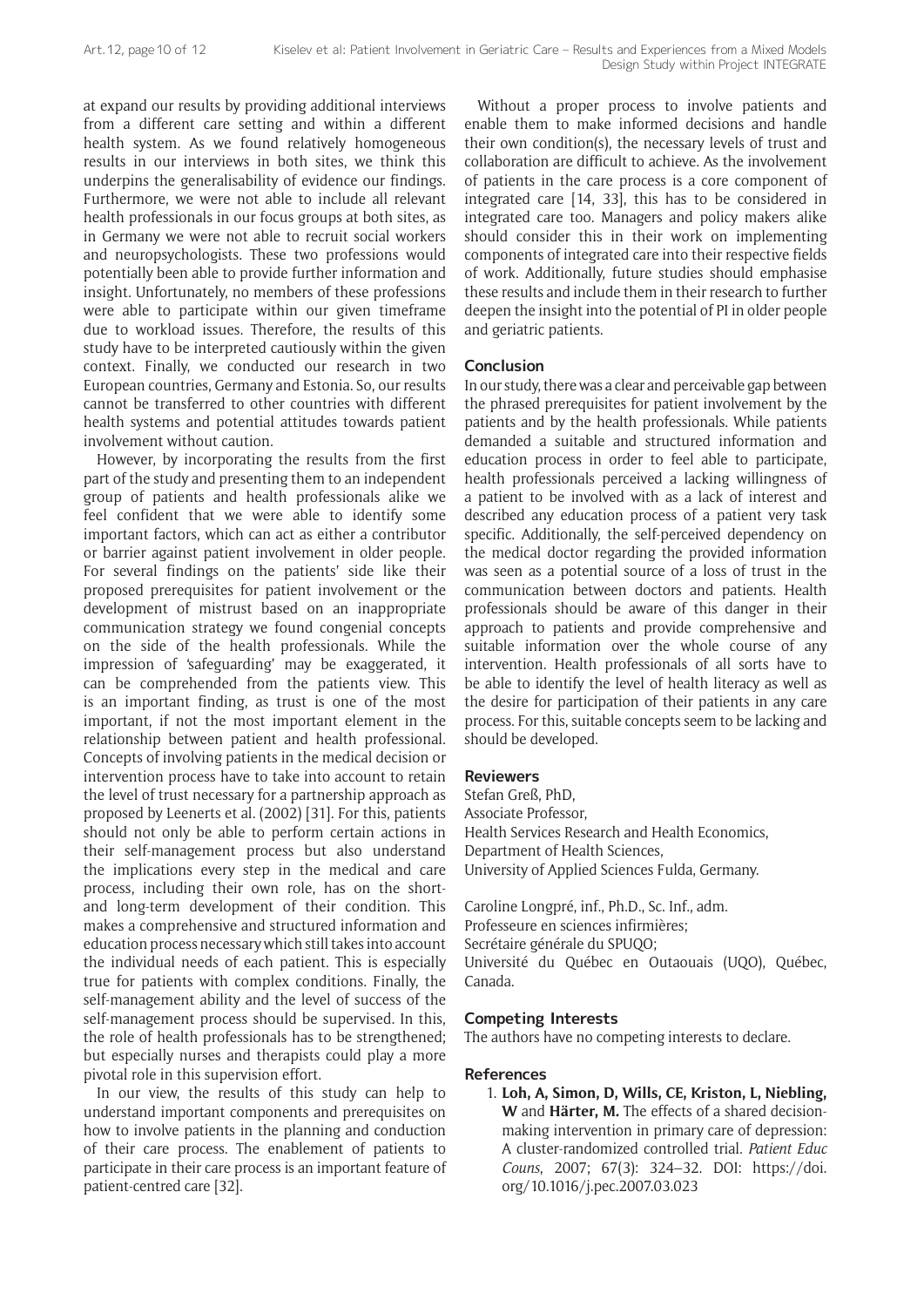at expand our results by providing additional interviews from a different care setting and within a different health system. As we found relatively homogeneous results in our interviews in both sites, we think this underpins the generalisability of evidence our findings. Furthermore, we were not able to include all relevant health professionals in our focus groups at both sites, as in Germany we were not able to recruit social workers and neuropsychologists. These two professions would potentially been able to provide further information and insight. Unfortunately, no members of these professions were able to participate within our given timeframe due to workload issues. Therefore, the results of this study have to be interpreted cautiously within the given context. Finally, we conducted our research in two European countries, Germany and Estonia. So, our results cannot be transferred to other countries with different health systems and potential attitudes towards patient involvement without caution.

However, by incorporating the results from the first part of the study and presenting them to an independent group of patients and health professionals alike we feel confident that we were able to identify some important factors, which can act as either a contributor or barrier against patient involvement in older people. For several findings on the patients' side like their proposed prerequisites for patient involvement or the development of mistrust based on an inappropriate communication strategy we found congenial concepts on the side of the health professionals. While the impression of 'safeguarding' may be exaggerated, it can be comprehended from the patients view. This is an important finding, as trust is one of the most important, if not the most important element in the relationship between patient and health professional. Concepts of involving patients in the medical decision or intervention process have to take into account to retain the level of trust necessary for a partnership approach as proposed by Leenerts et al. (2002) [31]. For this, patients should not only be able to perform certain actions in their self-management process but also understand the implications every step in the medical and care process, including their own role, has on the short- and long-term development of their condition. This makes a comprehensive and structured information and education process necessary which still takes into account the individual needs of each patient. This is especially true for patients with complex conditions. Finally, the self-management ability and the level of success of the self-management process should be supervised. In this, the role of health professionals has to be strengthened; but especially nurses and therapists could play a more pivotal role in this supervision effort.

In our view, the results of this study can help to understand important components and prerequisites on how to involve patients in the planning and conduction of their care process. The enablement of patients to participate in their care process is an important feature of patient-centred care [32].

Without a proper process to involve patients and enable them to make informed decisions and handle their own condition(s), the necessary levels of trust and collaboration are difficult to achieve. As the involvement of patients in the care process is a core component of integrated care [14, 33], this has to be considered in integrated care too. Managers and policy makers alike should consider this in their work on implementing components of integrated care into their respective fields of work. Additionally, future studies should emphasise these results and include them in their research to further deepen the insight into the potential of PI in older people and geriatric patients.

## Conclusion

In our study, there was a clear and perceivable gap between the phrased prerequisites for patient involvement by the patients and by the health professionals. While patients demanded a suitable and structured information and education process in order to feel able to participate, health professionals perceived a lacking willingness of a patient to be involved with as a lack of interest and described any education process of a patient very task specific. Additionally, the self-perceived dependency on the medical doctor regarding the provided information was seen as a potential source of a loss of trust in the communication between doctors and patients. Health professionals should be aware of this danger in their approach to patients and provide comprehensive and suitable information over the whole course of any intervention. Health professionals of all sorts have to be able to identify the level of health literacy as well as the desire for participation of their patients in any care process. For this, suitable concepts seem to be lacking and should be developed.

## Reviewers

Stefan Greß, PhD,
Associate Professor,
Health Services Research and Health Economics,
Department of Health Sciences,
University of Applied Sciences Fulda, Germany.

Caroline Longpré, inf., Ph.D., Sc. Inf., adm.
Professeure en sciences infirmières;
Secrétaire générale du SPUQO;
Université du Québec en Outaouais (UQO), Québec, Canada.

## Competing Interests

The authors have no competing interests to declare.

## References

1. **Loh, A, Simon, D, Wills, CE, Kriston, L, Niebling, W** and **Härter, M.** The effects of a shared decision-making intervention in primary care of depression: A cluster-randomized controlled trial. *Patient Educ Couns*, 2007; 67(3): 324–32. DOI: https://doi.org/10.1016/j.pec.2007.03.023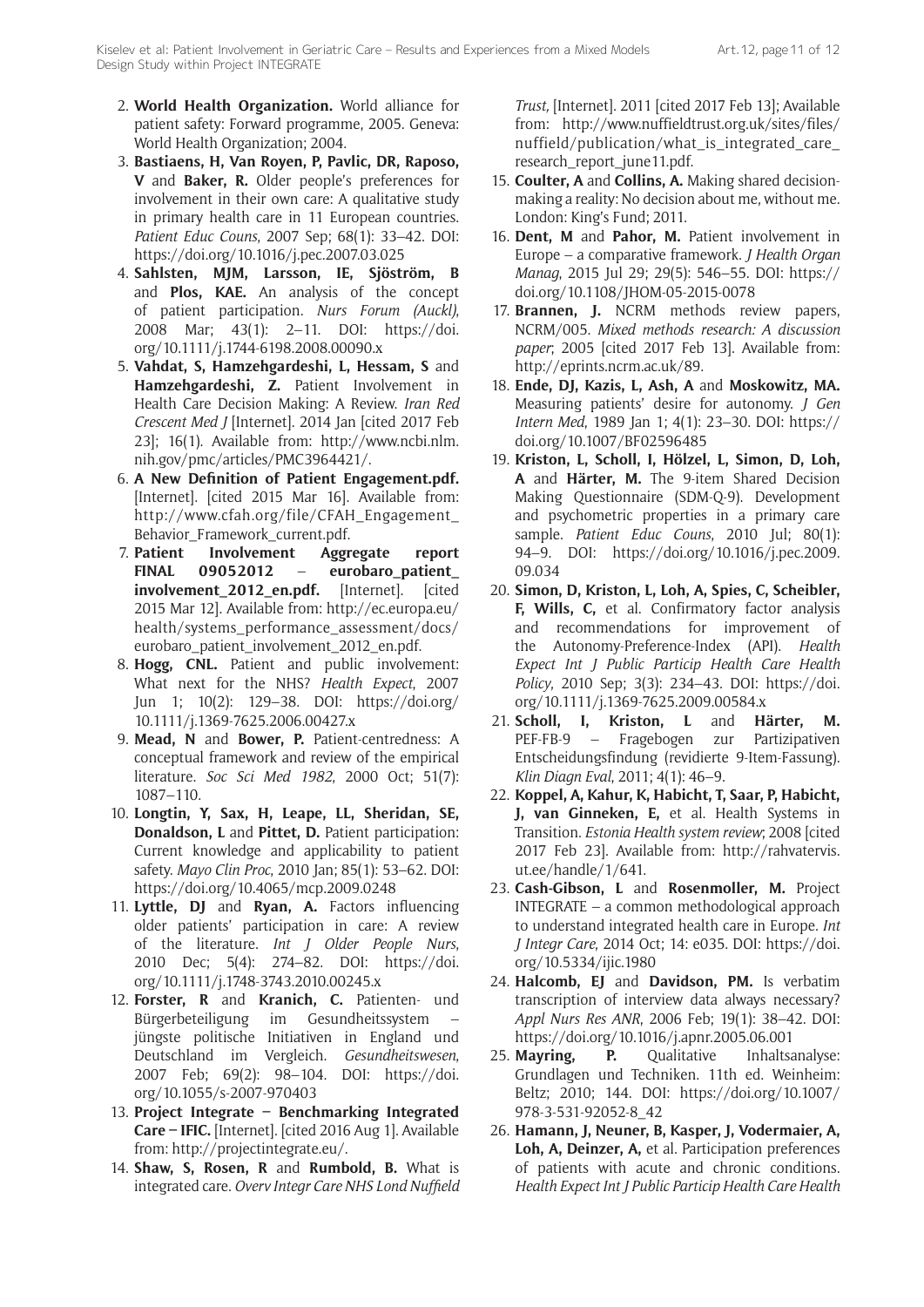2. **World Health Organization.** World alliance for patient safety: Forward programme, 2005. Geneva: World Health Organization; 2004.
3. **Bastiaens, H, Van Royen, P, Pavlic, DR, Raposo, V** and **Baker, R.** Older people's preferences for involvement in their own care: A qualitative study in primary health care in 11 European countries. *Patient Educ Couns*, 2007 Sep; 68(1): 33–42. DOI: https://doi.org/10.1016/j.pec.2007.03.025
4. **Sahlsten, MJM, Larsson, IE, Sjöström, B** and **Plos, KAE.** An analysis of the concept of patient participation. *Nurs Forum (Auckl)*, 2008 Mar; 43(1): 2–11. DOI: https://doi.org/10.1111/j.1744-6198.2008.00090.x
5. **Vahdat, S, Hamzehgardeshi, L, Hessam, S** and **Hamzehgardeshi, Z.** Patient Involvement in Health Care Decision Making: A Review. *Iran Red Crescent Med J* [Internet]. 2014 Jan [cited 2017 Feb 23]; 16(1). Available from: http://www.ncbi.nlm.nih.gov/pmc/articles/PMC3964421/.
6. **A New Definition of Patient Engagement.pdf.** [Internet]. [cited 2015 Mar 16]. Available from: http://www.cfah.org/file/CFAH_Engagement_Behavior_Framework_current.pdf.
7. **Patient Involvement Aggregate report FINAL 09052012 – eurobaro_patient_involvement_2012_en.pdf.** [Internet]. [cited 2015 Mar 12]. Available from: http://ec.europa.eu/health/systems_performance_assessment/docs/eurobaro_patient_involvement_2012_en.pdf.
8. **Hogg, CNL.** Patient and public involvement: What next for the NHS? *Health Expect*, 2007 Jun 1; 10(2): 129–38. DOI: https://doi.org/10.1111/j.1369-7625.2006.00427.x
9. **Mead, N** and **Bower, P.** Patient-centredness: A conceptual framework and review of the empirical literature. *Soc Sci Med 1982*, 2000 Oct; 51(7): 1087–110.
10. **Longtin, Y, Sax, H, Leape, LL, Sheridan, SE, Donaldson, L** and **Pittet, D.** Patient participation: Current knowledge and applicability to patient safety. *Mayo Clin Proc*, 2010 Jan; 85(1): 53–62. DOI: https://doi.org/10.4065/mcp.2009.0248
11. **Lyttle, DJ** and **Ryan, A.** Factors influencing older patients' participation in care: A review of the literature. *Int J Older People Nurs*, 2010 Dec; 5(4): 274–82. DOI: https://doi.org/10.1111/j.1748-3743.2010.00245.x
12. **Forster, R** and **Kranich, C.** Patienten- und Bürgerbeteiligung im Gesundheitssystem – jüngste politische Initiativen in England und Deutschland im Vergleich. *Gesundheitswesen*, 2007 Feb; 69(2): 98–104. DOI: https://doi.org/10.1055/s-2007-970403
13. **Project Integrate – Benchmarking Integrated Care – IFIC.** [Internet]. [cited 2016 Aug 1]. Available from: http://projectintegrate.eu/.
14. **Shaw, S, Rosen, R** and **Rumbold, B.** What is integrated care. *Overv Integr Care NHS Lond Nuffield Trust*, [Internet]. 2011 [cited 2017 Feb 13]; Available from: http://www.nuffieldtrust.org.uk/sites/files/nuffield/publication/what_is_integrated_care_research_report_june11.pdf.
15. **Coulter, A** and **Collins, A.** Making shared decision-making a reality: No decision about me, without me. London: King's Fund; 2011.
16. **Dent, M** and **Pahor, M.** Patient involvement in Europe – a comparative framework. *J Health Organ Manag*, 2015 Jul 29; 29(5): 546–55. DOI: https://doi.org/10.1108/JHOM-05-2015-0078
17. **Brannen, J.** NCRM methods review papers, NCRM/005. *Mixed methods research: A discussion paper*; 2005 [cited 2017 Feb 13]. Available from: http://eprints.ncrm.ac.uk/89.
18. **Ende, DJ, Kazis, L, Ash, A** and **Moskowitz, MA.** Measuring patients' desire for autonomy. *J Gen Intern Med*, 1989 Jan 1; 4(1): 23–30. DOI: https://doi.org/10.1007/BF02596485
19. **Kriston, L, Scholl, I, Hölzel, L, Simon, D, Loh, A** and **Härter, M.** The 9-item Shared Decision Making Questionnaire (SDM-Q-9). Development and psychometric properties in a primary care sample. *Patient Educ Couns*, 2010 Jul; 80(1): 94–9. DOI: https://doi.org/10.1016/j.pec.2009.09.034
20. **Simon, D, Kriston, L, Loh, A, Spies, C, Scheibler, F, Wills, C,** et al. Confirmatory factor analysis and recommendations for improvement of the Autonomy-Preference-Index (API). *Health Expect Int J Public Particip Health Care Health Policy*, 2010 Sep; 3(3): 234–43. DOI: https://doi.org/10.1111/j.1369-7625.2009.00584.x
21. **Scholl, I, Kriston, L** and **Härter, M.** PEF-FB-9 – Fragebogen zur Partizipativen Entscheidungsfindung (revidierte 9-Item-Fassung). *Klin Diagn Eval*, 2011; 4(1): 46–9.
22. **Koppel, A, Kahur, K, Habicht, T, Saar, P, Habicht, J, van Ginneken, E,** et al. Health Systems in Transition. *Estonia Health system review*; 2008 [cited 2017 Feb 23]. Available from: http://rahvatervis.ut.ee/handle/1/641.
23. **Cash-Gibson, L** and **Rosenmoller, M.** Project INTEGRATE – a common methodological approach to understand integrated health care in Europe. *Int J Integr Care*, 2014 Oct; 14: e035. DOI: https://doi.org/10.5334/ijic.1980
24. **Halcomb, EJ** and **Davidson, PM.** Is verbatim transcription of interview data always necessary? *Appl Nurs Res ANR*, 2006 Feb; 19(1): 38–42. DOI: https://doi.org/10.1016/j.apnr.2005.06.001
25. **Mayring, P.** Qualitative Inhaltsanalyse: Grundlagen und Techniken. 11th ed. Weinheim: Beltz; 2010; 144. DOI: https://doi.org/10.1007/978-3-531-92052-8_42
26. **Hamann, J, Neuner, B, Kasper, J, Vodermaier, A, Loh, A, Deinzer, A,** et al. Participation preferences of patients with acute and chronic conditions. *Health Expect Int J Public Particip Health Care Health*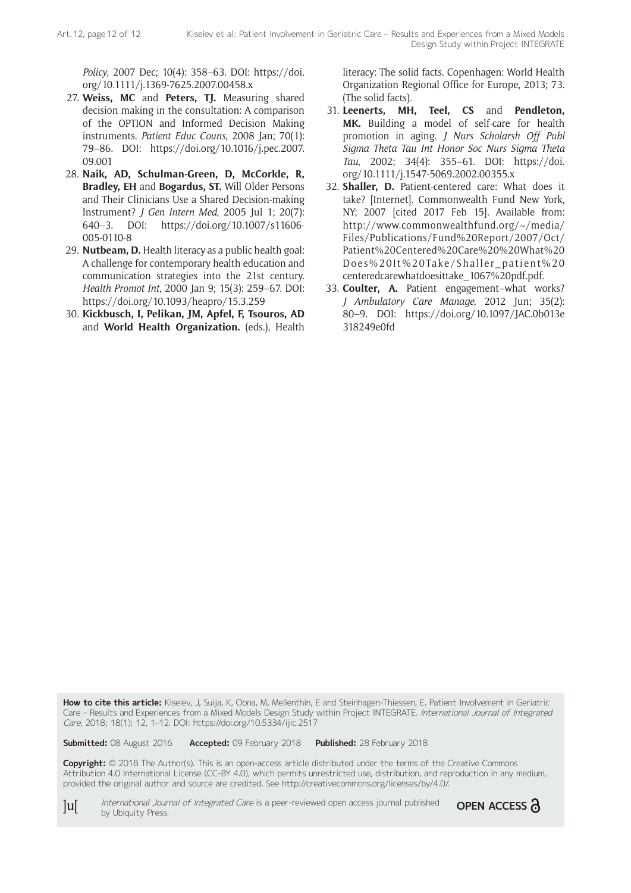*Policy*, 2007 Dec; 10(4): 358–63. DOI: https://doi.org/10.1111/j.1369-7625.2007.00458.x

27. **Weiss, MC** and **Peters, TJ.** Measuring shared decision making in the consultation: A comparison of the OPTION and Informed Decision Making instruments. *Patient Educ Couns*, 2008 Jan; 70(1): 79–86. DOI: https://doi.org/10.1016/j.pec.2007.09.001
28. **Naik, AD, Schulman-Green, D, McCorkle, R, Bradley, EH** and **Bogardus, ST.** Will Older Persons and Their Clinicians Use a Shared Decision-making Instrument? *J Gen Intern Med*, 2005 Jul 1; 20(7): 640–3. DOI: https://doi.org/10.1007/s11606-005-0110-8
29. **Nutbeam, D.** Health literacy as a public health goal: A challenge for contemporary health education and communication strategies into the 21st century. *Health Promot Int*, 2000 Jan 9; 15(3): 259–67. DOI: https://doi.org/10.1093/heapro/15.3.259
30. **Kickbusch, I, Pelikan, JM, Apfel, F, Tsouros, AD** and **World Health Organization.** (eds.), Health literacy: The solid facts. Copenhagen: World Health Organization Regional Office for Europe, 2013; 73. (The solid facts).
31. **Leenerts, MH, Teel, CS** and **Pendleton, MK.** Building a model of self-care for health promotion in aging. *J Nurs Scholarsh Off Publ Sigma Theta Tau Int Honor Soc Nurs Sigma Theta Tau*, 2002; 34(4): 355–61. DOI: https://doi.org/10.1111/j.1547-5069.2002.00355.x
32. **Shaller, D.** Patient-centered care: What does it take? [Internet]. Commonwealth Fund New York, NY; 2007 [cited 2017 Feb 15]. Available from: http://www.commonwealthfund.org/~/media/Files/Publications/Fund%20Report/2007/Oct/Patient%20Centered%20Care%20%20What%20Does%20It%20Take/Shaller_patient%20centeredcarewhatdoesittake_1067%20pdf.pdf.
33. **Coulter, A.** Patient engagement–what works? *J Ambulatory Care Manage*, 2012 Jun; 35(2): 80–9. DOI: https://doi.org/10.1097/JAC.0b013e318249e0fd

**How to cite this article:** Kiselev, J, Suija, K, Oona, M, Mellenthin, E and Steinhagen-Thiessen, E. Patient Involvement in Geriatric Care – Results and Experiences from a Mixed Models Design Study within Project INTEGRATE. *International Journal of Integrated Care*, 2018; 18(1): 12, 1–12. DOI: https://doi.org/10.5334/ijic.2517

**Submitted:** 08 August 2016 **Accepted:** 09 February 2018 **Published:** 28 February 2018

**Copyright:** © 2018 The Author(s). This is an open-access article distributed under the terms of the Creative Commons Attribution 4.0 International License (CC-BY 4.0), which permits unrestricted use, distribution, and reproduction in any medium, provided the original author and source are credited. See http://creativecommons.org/licenses/by/4.0/.

*International Journal of Integrated Care* is a peer-reviewed open access journal published by Ubiquity Press.

OPEN ACCESS